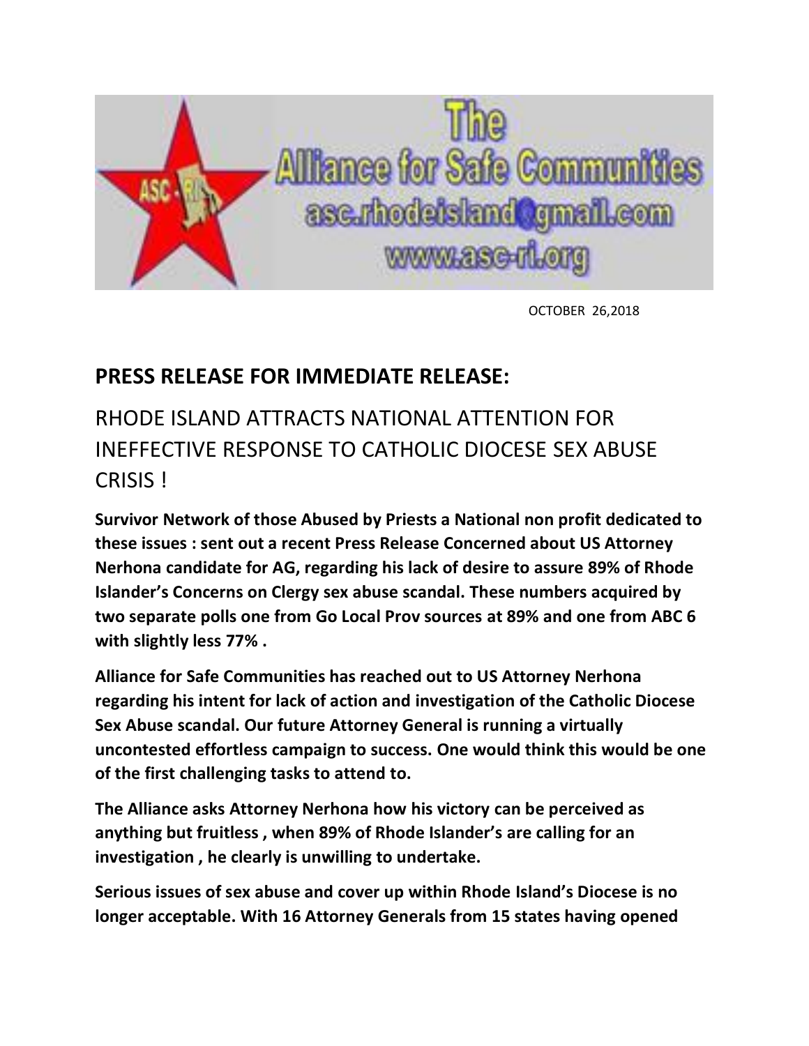The Alliance for Safe Communities
asc.rhodeisland@gmail.com
www.asc-ri.org

OCTOBER 26,2018

## PRESS RELEASE FOR IMMEDIATE RELEASE:

# RHODE ISLAND ATTRACTS NATIONAL ATTENTION FOR INEFFECTIVE RESPONSE TO CATHOLIC DIOCESE SEX ABUSE CRISIS !

**Survivor Network of those Abused by Priests a National non profit dedicated to these issues : sent out a recent Press Release Concerned about US Attorney Nerhona candidate for AG, regarding his lack of desire to assure 89% of Rhode Islander's Concerns on Clergy sex abuse scandal. These numbers acquired by two separate polls one from Go Local Prov sources at 89% and one from ABC 6 with slightly less 77% .**

**Alliance for Safe Communities has reached out to US Attorney Nerhona regarding his intent for lack of action and investigation of the Catholic Diocese Sex Abuse scandal. Our future Attorney General is running a virtually uncontested effortless campaign to success. One would think this would be one of the first challenging tasks to attend to.**

**The Alliance asks Attorney Nerhona how his victory can be perceived as anything but fruitless , when 89% of Rhode Islander's are calling for an investigation , he clearly is unwilling to undertake.**

**Serious issues of sex abuse and cover up within Rhode Island's Diocese is no longer acceptable. With 16 Attorney Generals from 15 states having opened**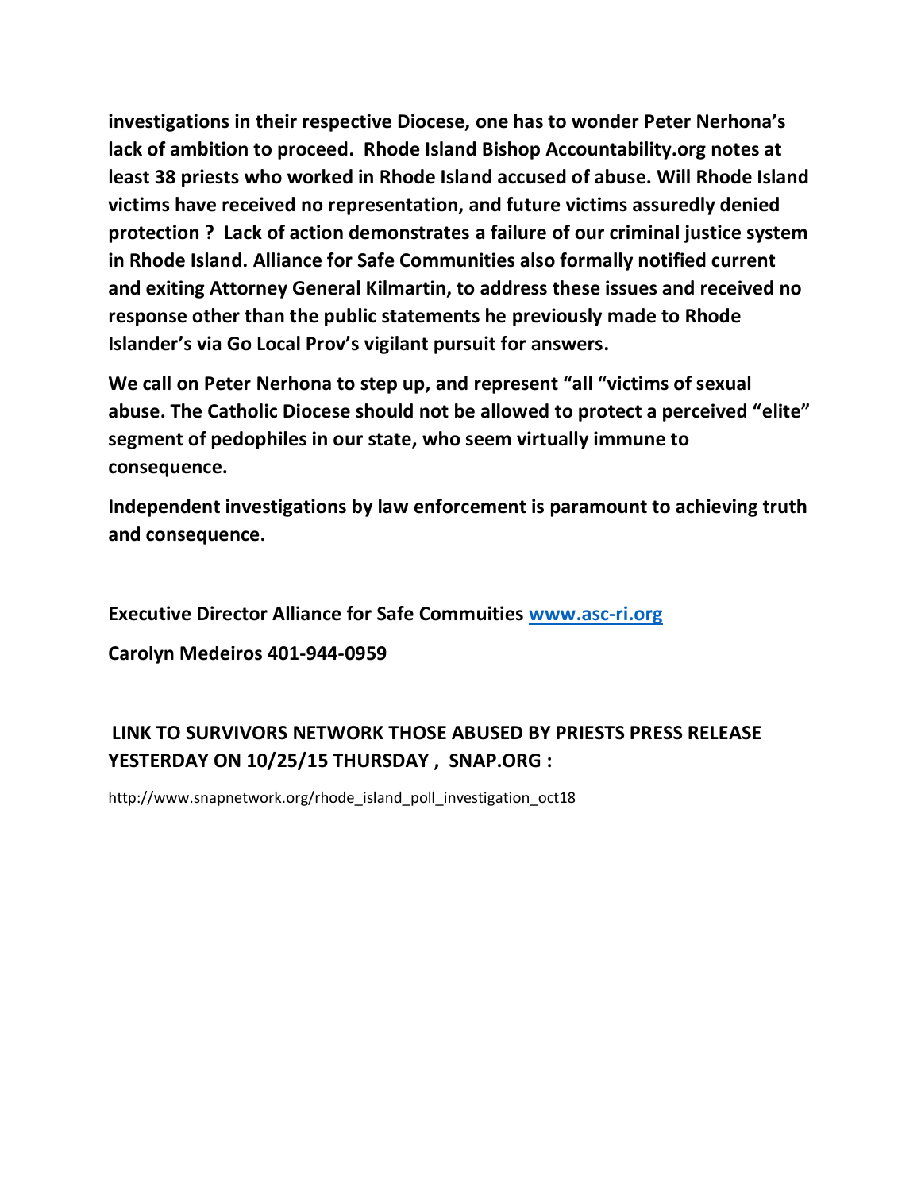**investigations in their respective Diocese, one has to wonder Peter Nerhona's lack of ambition to proceed.  Rhode Island Bishop Accountability.org notes at least 38 priests who worked in Rhode Island accused of abuse. Will Rhode Island victims have received no representation, and future victims assuredly denied protection ?  Lack of action demonstrates a failure of our criminal justice system in Rhode Island. Alliance for Safe Communities also formally notified current and exiting Attorney General Kilmartin, to address these issues and received no response other than the public statements he previously made to Rhode Islander's via Go Local Prov's vigilant pursuit for answers.**

**We call on Peter Nerhona to step up, and represent "all "victims of sexual abuse. The Catholic Diocese should not be allowed to protect a perceived "elite" segment of pedophiles in our state, who seem virtually immune to consequence.**

**Independent investigations by law enforcement is paramount to achieving truth and consequence.**

**Executive Director Alliance for Safe Commuities [www.asc-ri.org](http://www.asc-ri.org)**

**Carolyn Medeiros 401-944-0959**

**LINK TO SURVIVORS NETWORK THOSE ABUSED BY PRIESTS PRESS RELEASE YESTERDAY ON 10/25/15 THURSDAY ,  SNAP.ORG :**

http://www.snapnetwork.org/rhode_island_poll_investigation_oct18